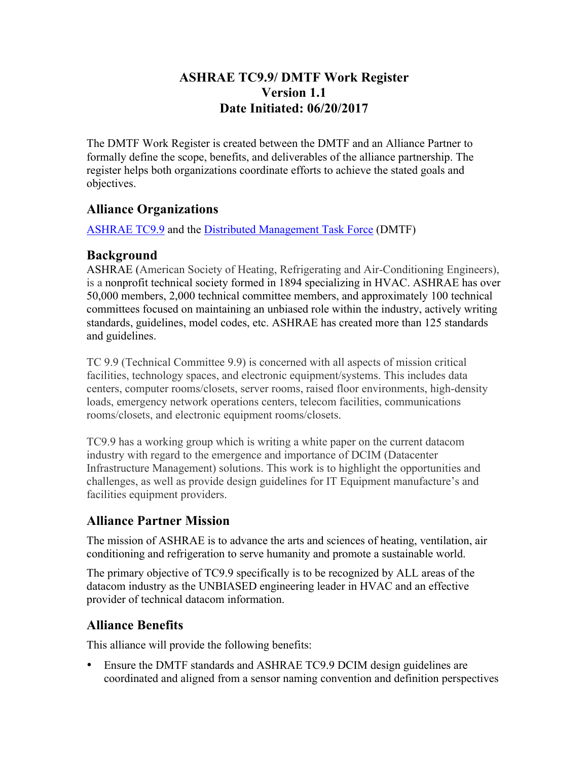# ASHRAE TC9.9/ DMTF Work Register
# Version 1.1
# Date Initiated: 06/20/2017

The DMTF Work Register is created between the DMTF and an Alliance Partner to formally define the scope, benefits, and deliverables of the alliance partnership. The register helps both organizations coordinate efforts to achieve the stated goals and objectives.

## Alliance Organizations

ASHRAE TC9.9 and the Distributed Management Task Force (DMTF)

## Background

ASHRAE (American Society of Heating, Refrigerating and Air-Conditioning Engineers), is a nonprofit technical society formed in 1894 specializing in HVAC. ASHRAE has over 50,000 members, 2,000 technical committee members, and approximately 100 technical committees focused on maintaining an unbiased role within the industry, actively writing standards, guidelines, model codes, etc. ASHRAE has created more than 125 standards and guidelines.

TC 9.9 (Technical Committee 9.9) is concerned with all aspects of mission critical facilities, technology spaces, and electronic equipment/systems. This includes data centers, computer rooms/closets, server rooms, raised floor environments, high-density loads, emergency network operations centers, telecom facilities, communications rooms/closets, and electronic equipment rooms/closets.

TC9.9 has a working group which is writing a white paper on the current datacom industry with regard to the emergence and importance of DCIM (Datacenter Infrastructure Management) solutions. This work is to highlight the opportunities and challenges, as well as provide design guidelines for IT Equipment manufacture's and facilities equipment providers.

## Alliance Partner Mission

The mission of ASHRAE is to advance the arts and sciences of heating, ventilation, air conditioning and refrigeration to serve humanity and promote a sustainable world.

The primary objective of TC9.9 specifically is to be recognized by ALL areas of the datacom industry as the UNBIASED engineering leader in HVAC and an effective provider of technical datacom information.

## Alliance Benefits

This alliance will provide the following benefits:

- Ensure the DMTF standards and ASHRAE TC9.9 DCIM design guidelines are coordinated and aligned from a sensor naming convention and definition perspectives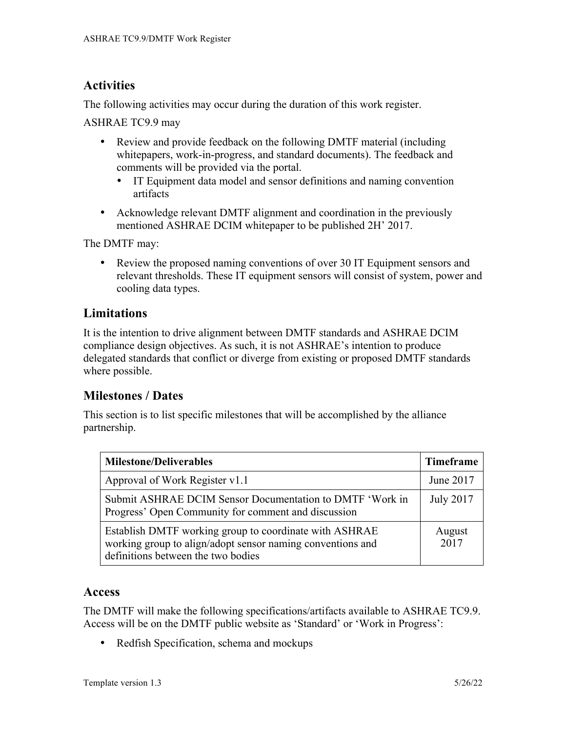## Activities

The following activities may occur during the duration of this work register.

ASHRAE TC9.9 may

- Review and provide feedback on the following DMTF material (including whitepapers, work-in-progress, and standard documents). The feedback and comments will be provided via the portal.
  - IT Equipment data model and sensor definitions and naming convention artifacts
- Acknowledge relevant DMTF alignment and coordination in the previously mentioned ASHRAE DCIM whitepaper to be published 2H' 2017.

The DMTF may:

- Review the proposed naming conventions of over 30 IT Equipment sensors and relevant thresholds. These IT equipment sensors will consist of system, power and cooling data types.

## Limitations

It is the intention to drive alignment between DMTF standards and ASHRAE DCIM compliance design objectives. As such, it is not ASHRAE's intention to produce delegated standards that conflict or diverge from existing or proposed DMTF standards where possible.

## Milestones / Dates

This section is to list specific milestones that will be accomplished by the alliance partnership.

| Milestone/Deliverables | Timeframe |
|---|---|
| Approval of Work Register v1.1 | June 2017 |
| Submit ASHRAE DCIM Sensor Documentation to DMTF 'Work in Progress' Open Community for comment and discussion | July 2017 |
| Establish DMTF working group to coordinate with ASHRAE working group to align/adopt sensor naming conventions and definitions between the two bodies | August 2017 |

## Access

The DMTF will make the following specifications/artifacts available to ASHRAE TC9.9. Access will be on the DMTF public website as 'Standard' or 'Work in Progress':

- Redfish Specification, schema and mockups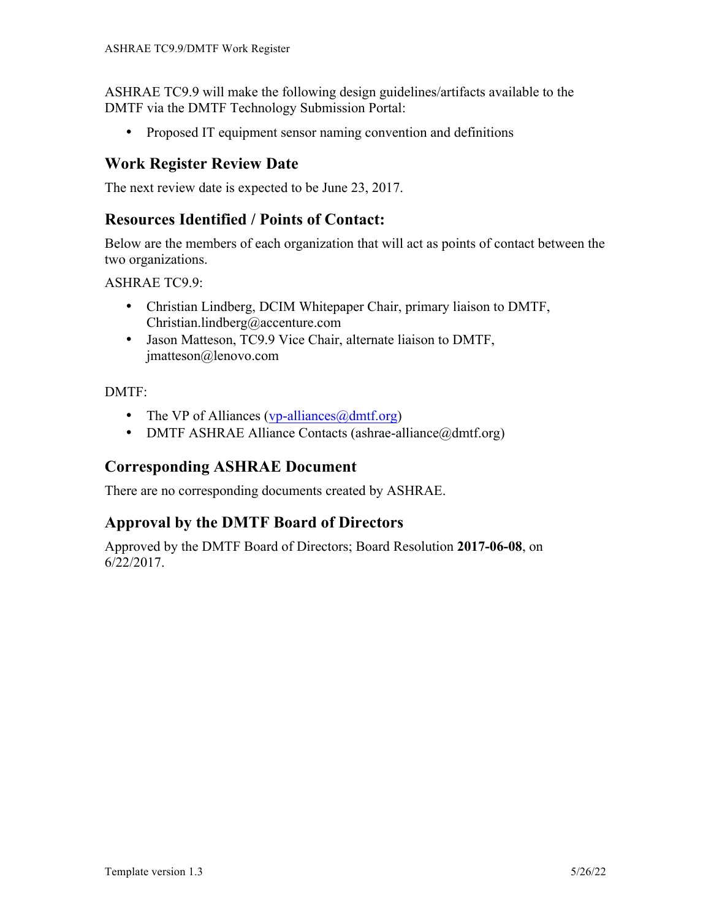ASHRAE TC9.9 will make the following design guidelines/artifacts available to the DMTF via the DMTF Technology Submission Portal:

- Proposed IT equipment sensor naming convention and definitions

## Work Register Review Date

The next review date is expected to be June 23, 2017.

## Resources Identified / Points of Contact:

Below are the members of each organization that will act as points of contact between the two organizations.

ASHRAE TC9.9:

- Christian Lindberg, DCIM Whitepaper Chair, primary liaison to DMTF, Christian.lindberg@accenture.com
- Jason Matteson, TC9.9 Vice Chair, alternate liaison to DMTF, jmatteson@lenovo.com

DMTF:

- The VP of Alliances (vp-alliances@dmtf.org)
- DMTF ASHRAE Alliance Contacts (ashrae-alliance@dmtf.org)

## Corresponding ASHRAE Document

There are no corresponding documents created by ASHRAE.

## Approval by the DMTF Board of Directors

Approved by the DMTF Board of Directors; Board Resolution **2017-06-08**, on 6/22/2017.